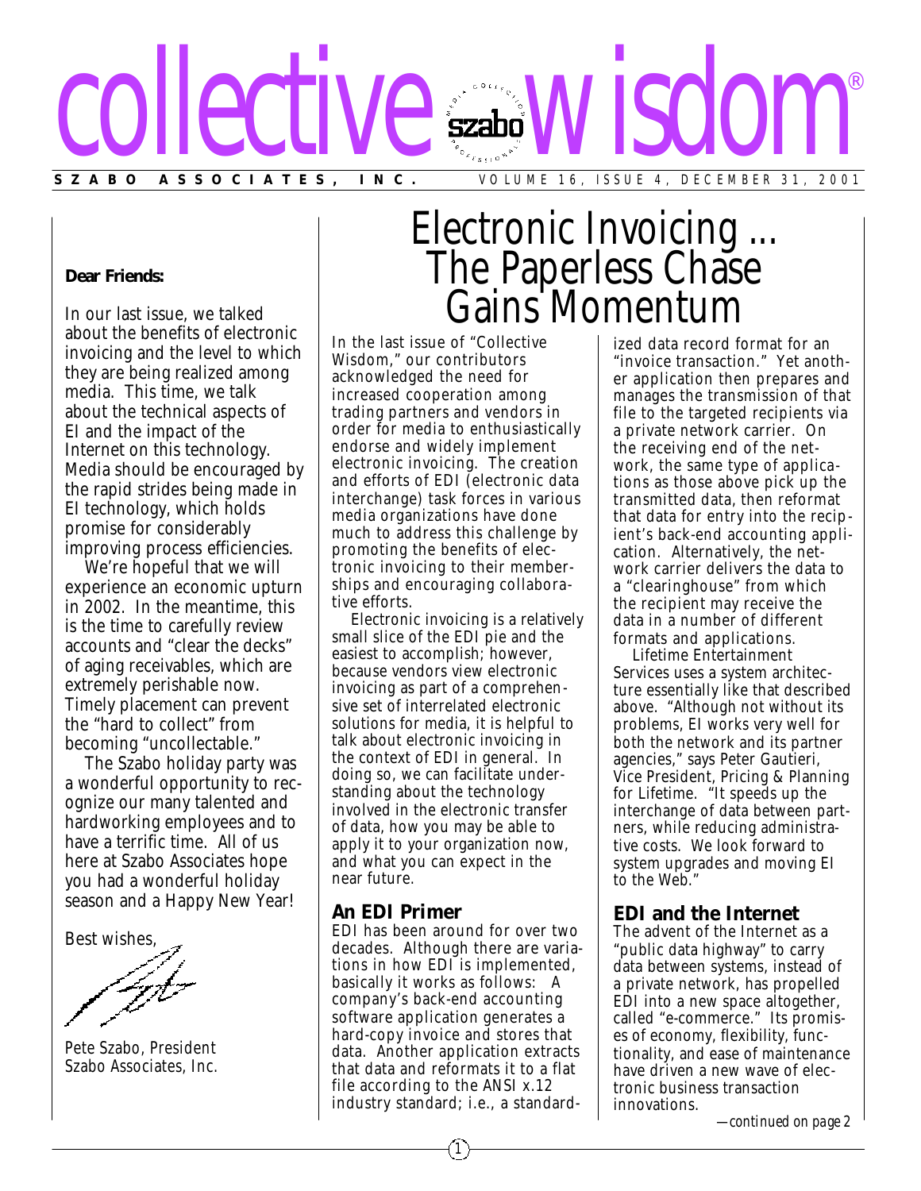# collective wisdom®

**SZABO ASSOCIATES, INC.** VOLUME 16, ISSUE 4, DECEMBER 31, 2001

**Dear Friends:**

In our last issue, we talked about the benefits of electronic invoicing and the level to which they are being realized among media. This time, we talk about the technical aspects of EI and the impact of the Internet on this technology. Media should be encouraged by the rapid strides being made in EI technology, which holds promise for considerably improving process efficiencies.

We're hopeful that we will experience an economic upturn in 2002. In the meantime, this is the time to carefully review accounts and "clear the decks" of aging receivables, which are extremely perishable now. Timely placement can prevent the "hard to collect" from becoming "uncollectable."

The Szabo holiday party was a wonderful opportunity to recognize our many talented and hardworking employees and to have a terrific time. All of us here at Szabo Associates hope you had a wonderful holiday season and a Happy New Year!

Best wishes,

Pete Szabo, President
Szabo Associates, Inc.

## Electronic Invoicing ... The Paperless Chase Gains Momentum

In the last issue of "Collective Wisdom," our contributors acknowledged the need for increased cooperation among trading partners and vendors in order for media to enthusiastically endorse and widely implement electronic invoicing. The creation and efforts of EDI (electronic data interchange) task forces in various media organizations have done much to address this challenge by promoting the benefits of electronic invoicing to their memberships and encouraging collaborative efforts.

Electronic invoicing is a relatively small slice of the EDI pie and the easiest to accomplish; however, because vendors view electronic invoicing as part of a comprehensive set of interrelated electronic solutions for media, it is helpful to talk about electronic invoicing in the context of EDI in general. In doing so, we can facilitate understanding about the technology involved in the electronic transfer of data, how you may be able to apply it to your organization now, and what you can expect in the near future.

### An EDI Primer

EDI has been around for over two decades. Although there are variations in how EDI is implemented, basically it works as follows: A company's back-end accounting software application generates a hard-copy invoice and stores that data. Another application extracts that data and reformats it to a flat file according to the ANSI x.12 industry standard; i.e., a standardized data record format for an "invoice transaction." Yet another application then prepares and manages the transmission of that file to the targeted recipients via a private network carrier. On the receiving end of the network, the same type of applications as those above pick up the transmitted data, then reformat that data for entry into the recipient's back-end accounting application. Alternatively, the network carrier delivers the data to a "clearinghouse" from which the recipient may receive the data in a number of different formats and applications.

Lifetime Entertainment Services uses a system architecture essentially like that described above. "Although not without its problems, EI works very well for both the network and its partner agencies," says Peter Gautieri, Vice President, Pricing & Planning for Lifetime. "It speeds up the interchange of data between partners, while reducing administrative costs. We look forward to system upgrades and moving EI to the Web."

### EDI and the Internet

The advent of the Internet as a "public data highway" to carry data between systems, instead of a private network, has propelled EDI into a new space altogether, called "e-commerce." Its promises of economy, flexibility, functionality, and ease of maintenance have driven a new wave of electronic business transaction innovations.

*—continued on page 2*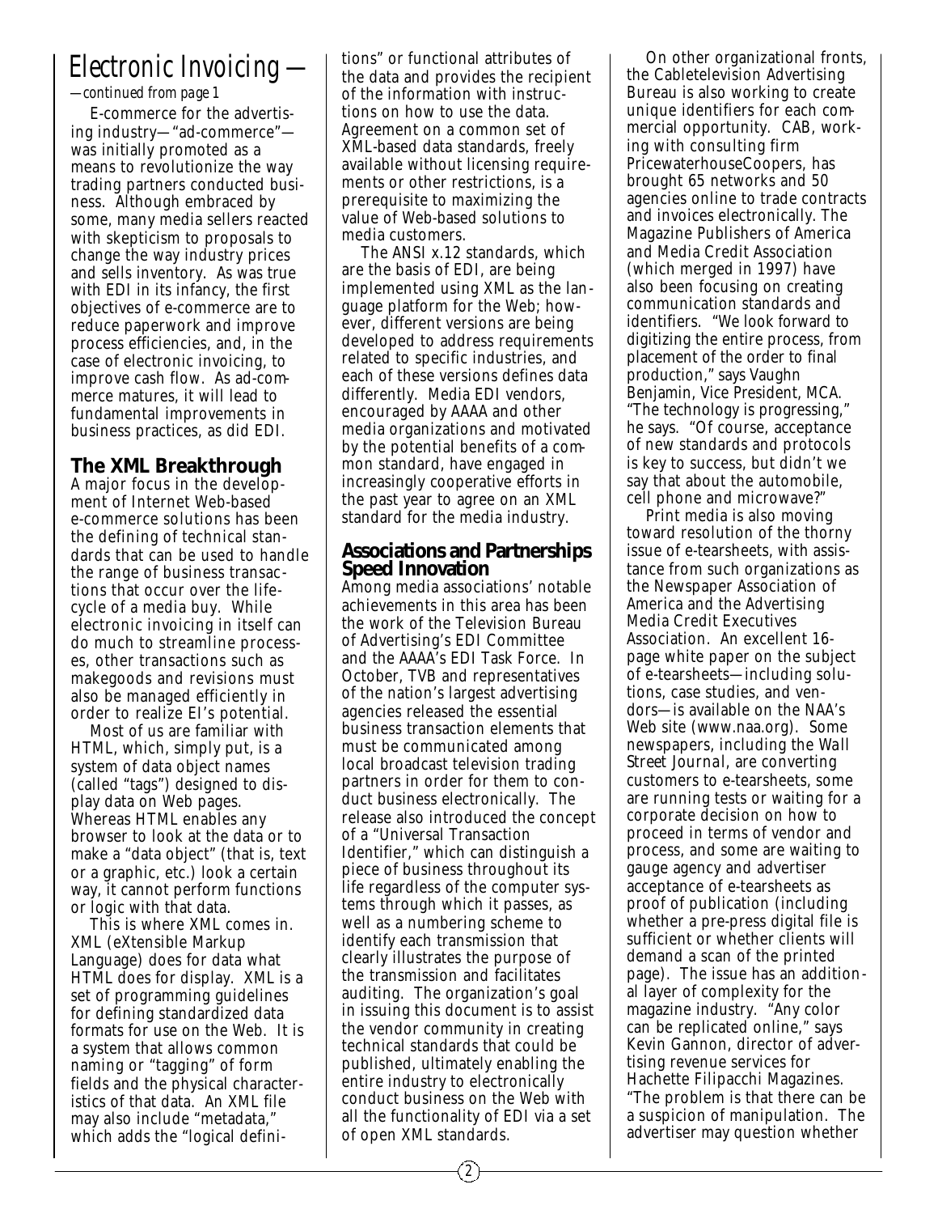# Electronic Invoicing —

*—continued from page 1*

E-commerce for the advertising industry—"ad-commerce"—was initially promoted as a means to revolutionize the way trading partners conducted business. Although embraced by some, many media sellers reacted with skepticism to proposals to change the way industry prices and sells inventory. As was true with EDI in its infancy, the first objectives of e-commerce are to reduce paperwork and improve process efficiencies, and, in the case of electronic invoicing, to improve cash flow. As ad-commerce matures, it will lead to fundamental improvements in business practices, as did EDI.

## The XML Breakthrough

A major focus in the development of Internet Web-based e-commerce solutions has been the defining of technical standards that can be used to handle the range of business transactions that occur over the lifecycle of a media buy. While electronic invoicing in itself can do much to streamline processes, other transactions such as makegoods and revisions must also be managed efficiently in order to realize EI's potential.

Most of us are familiar with HTML, which, simply put, is a system of data object names (called "tags") designed to display data on Web pages. Whereas HTML enables any browser to look at the data or to make a "data object" (that is, text or a graphic, etc.) look a certain way, it cannot perform functions or logic with that data.

This is where XML comes in. XML (eXtensible Markup Language) does for data what HTML does for display. XML is a set of programming guidelines for defining standardized data formats for use on the Web. It is a system that allows common naming or "tagging" of form fields and the physical characteristics of that data. An XML file may also include "metadata," which adds the "logical definitions" or functional attributes of the data and provides the recipient of the information with instructions on how to use the data. Agreement on a common set of XML-based data standards, freely available without licensing requirements or other restrictions, is a prerequisite to maximizing the value of Web-based solutions to media customers.

The ANSI x.12 standards, which are the basis of EDI, are being implemented using XML as the language platform for the Web; however, different versions are being developed to address requirements related to specific industries, and each of these versions defines data differently. Media EDI vendors, encouraged by AAAA and other media organizations and motivated by the potential benefits of a common standard, have engaged in increasingly cooperative efforts in the past year to agree on an XML standard for the media industry.

## Associations and Partnerships Speed Innovation

Among media associations' notable achievements in this area has been the work of the Television Bureau of Advertising's EDI Committee and the AAAA's EDI Task Force. In October, TVB and representatives of the nation's largest advertising agencies released the essential business transaction elements that must be communicated among local broadcast television trading partners in order for them to conduct business electronically. The release also introduced the concept of a "Universal Transaction Identifier," which can distinguish a piece of business throughout its life regardless of the computer systems through which it passes, as well as a numbering scheme to identify each transmission that clearly illustrates the purpose of the transmission and facilitates auditing. The organization's goal in issuing this document is to assist the vendor community in creating technical standards that could be published, ultimately enabling the entire industry to electronically conduct business on the Web with all the functionality of EDI via a set of open XML standards.

On other organizational fronts, the Cabletelevision Advertising Bureau is also working to create unique identifiers for each commercial opportunity. CAB, working with consulting firm PricewaterhouseCoopers, has brought 65 networks and 50 agencies online to trade contracts and invoices electronically. The Magazine Publishers of America and Media Credit Association (which merged in 1997) have also been focusing on creating communication standards and identifiers. "We look forward to digitizing the entire process, from placement of the order to final production," says Vaughn Benjamin, Vice President, MCA. "The technology is progressing," he says. "Of course, acceptance of new standards and protocols is key to success, but didn't we say that about the automobile, cell phone and microwave?"

Print media is also moving toward resolution of the thorny issue of e-tearsheets, with assistance from such organizations as the Newspaper Association of America and the Advertising Media Credit Executives Association. An excellent 16-page white paper on the subject of e-tearsheets—including solutions, case studies, and vendors—is available on the NAA's Web site (www.naa.org). Some newspapers, including the *Wall Street Journal*, are converting customers to e-tearsheets, some are running tests or waiting for a corporate decision on how to proceed in terms of vendor and process, and some are waiting to gauge agency and advertiser acceptance of e-tearsheets as proof of publication (including whether a pre-press digital file is sufficient or whether clients will demand a scan of the printed page). The issue has an additional layer of complexity for the magazine industry. "Any color can be replicated online," says Kevin Gannon, director of advertising revenue services for Hachette Filipacchi Magazines. "The problem is that there can be a suspicion of manipulation. The advertiser may question whether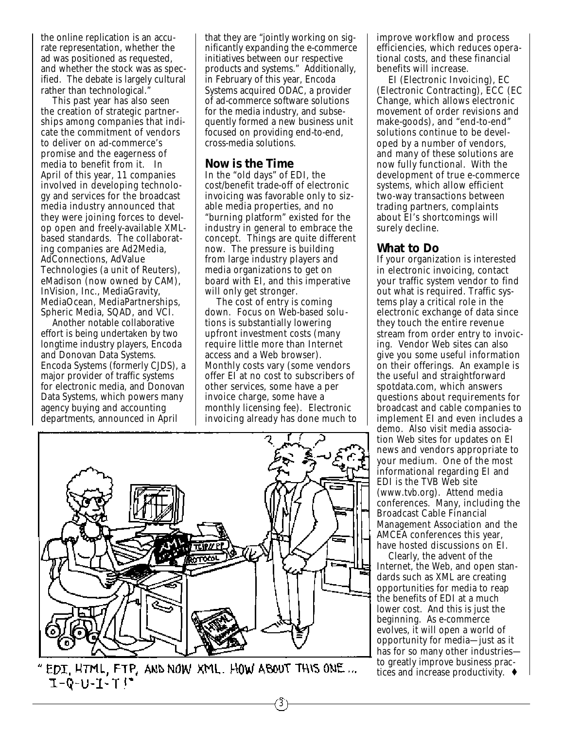the online replication is an accurate representation, whether the ad was positioned as requested, and whether the stock was as specified. The debate is largely cultural rather than technological."

This past year has also seen the creation of strategic partnerships among companies that indicate the commitment of vendors to deliver on ad-commerce's promise and the eagerness of media to benefit from it. In April of this year, 11 companies involved in developing technology and services for the broadcast media industry announced that they were joining forces to develop open and freely-available XML-based standards. The collaborating companies are Ad2Media, AdConnections, AdValue Technologies (a unit of Reuters), eMadison (now owned by CAM), InVision, Inc., MediaGravity, MediaOcean, MediaPartnerships, Spheric Media, SQAD, and VCI.

Another notable collaborative effort is being undertaken by two longtime industry players, Encoda and Donovan Data Systems. Encoda Systems (formerly CJDS), a major provider of traffic systems for electronic media, and Donovan Data Systems, which powers many agency buying and accounting departments, announced in April that they are "jointly working on significantly expanding the e-commerce initiatives between our respective products and systems." Additionally, in February of this year, Encoda Systems acquired ODAC, a provider of ad-commerce software solutions for the media industry, and subsequently formed a new business unit focused on providing end-to-end, cross-media solutions.

## Now is the Time

In the "old days" of EDI, the cost/benefit trade-off of electronic invoicing was favorable only to sizable media properties, and no "burning platform" existed for the industry in general to embrace the concept. Things are quite different now. The pressure is building from large industry players and media organizations to get on board with EI, and this imperative will only get stronger.

The cost of entry is coming down. Focus on Web-based solutions is substantially lowering upfront investment costs (many require little more than Internet access and a Web browser). Monthly costs vary (some vendors offer EI at no cost to subscribers of other services, some have a per invoice charge, some have a monthly licensing fee). Electronic invoicing already has done much to improve workflow and process efficiencies, which reduces operational costs, and these financial benefits will increase.

EI (Electronic Invoicing), EC (Electronic Contracting), ECC (EC Change, which allows electronic movement of order revisions and make-goods), and "end-to-end" solutions continue to be developed by a number of vendors, and many of these solutions are now fully functional. With the development of true e-commerce systems, which allow efficient two-way transactions between trading partners, complaints about EI's shortcomings will surely decline.

## What to Do

If your organization is interested in electronic invoicing, contact your traffic system vendor to find out what is required. Traffic systems play a critical role in the electronic exchange of data since they touch the entire revenue stream from order entry to invoicing. Vendor Web sites can also give you some useful information on their offerings. An example is the useful and straightforward spotdata.com, which answers questions about requirements for broadcast and cable companies to implement EI and even includes a demo. Also visit media association Web sites for updates on EI news and vendors appropriate to your medium. One of the most informational regarding EI and EDI is the TVB Web site (www.tvb.org). Attend media conferences. Many, including the Broadcast Cable Financial Management Association and the AMCEA conferences this year, have hosted discussions on EI.

Clearly, the advent of the Internet, the Web, and open standards such as XML are creating opportunities for media to reap the benefits of EDI at a much lower cost. And this is just the beginning. As e-commerce evolves, it will open a world of opportunity for media—just as it has for so many other industries—to greatly improve business practices and increase productivity. ♦

"EDI, HTML, FTP, AND NOW XML. HOW ABOUT THIS ONE... I-Q-U-I-T!"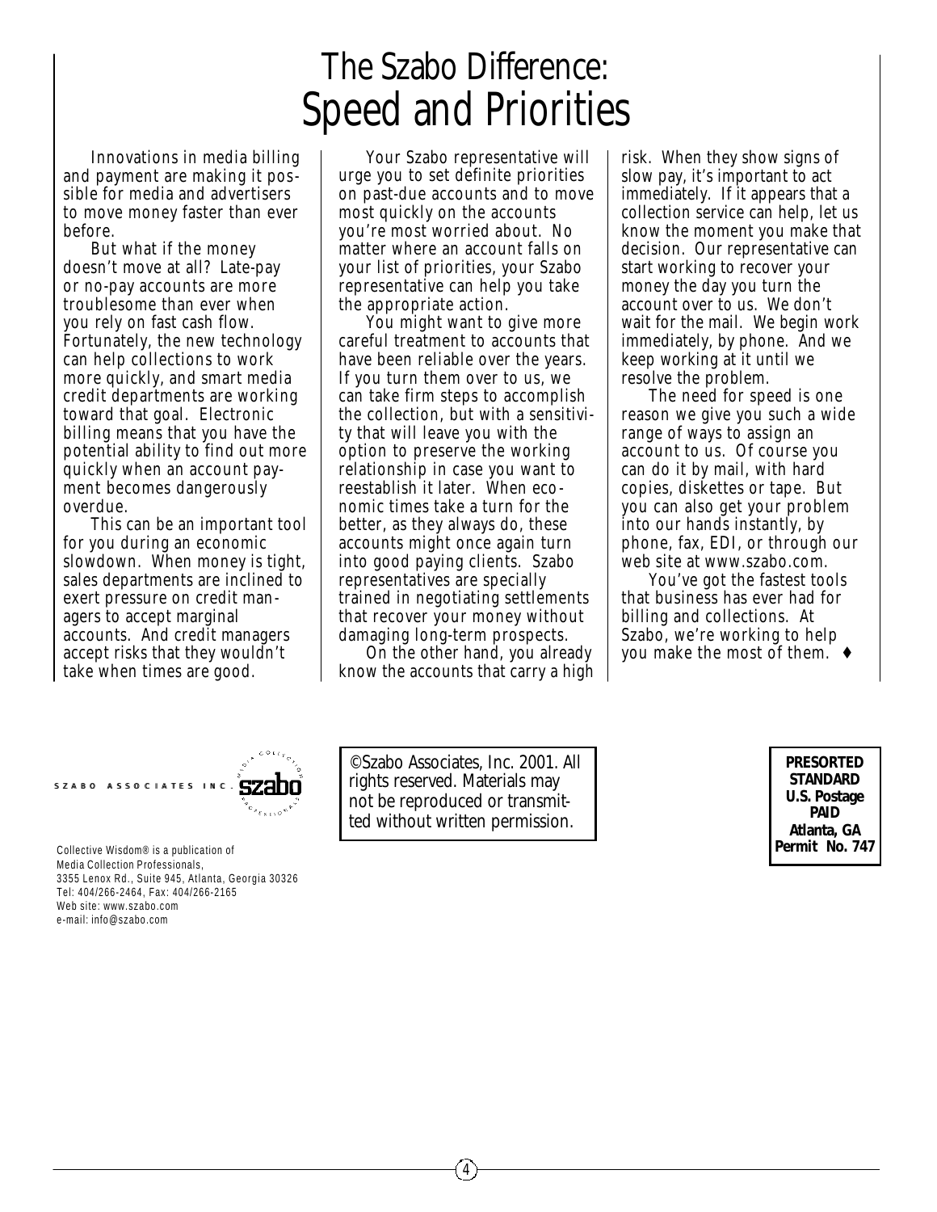# The Szabo Difference: Speed and Priorities

Innovations in media billing and payment are making it possible for media and advertisers to move money faster than ever before.

But what if the money doesn't move at all? Late-pay or no-pay accounts are more troublesome than ever when you rely on fast cash flow. Fortunately, the new technology can help collections to work more quickly, and smart media credit departments are working toward that goal. Electronic billing means that you have the potential ability to find out more quickly when an account payment becomes dangerously overdue.

This can be an important tool for you during an economic slowdown. When money is tight, sales departments are inclined to exert pressure on credit managers to accept marginal accounts. And credit managers accept risks that they wouldn't take when times are good.

Your Szabo representative will urge you to set definite priorities on past-due accounts and to move most quickly on the accounts you're most worried about. No matter where an account falls on your list of priorities, your Szabo representative can help you take the appropriate action.

You might want to give more careful treatment to accounts that have been reliable over the years. If you turn them over to us, we can take firm steps to accomplish the collection, but with a sensitivity that will leave you with the option to preserve the working relationship in case you want to reestablish it later. When economic times take a turn for the better, as they always do, these accounts might once again turn into good paying clients. Szabo representatives are specially trained in negotiating settlements that recover your money without damaging long-term prospects.

On the other hand, you already know the accounts that carry a high risk. When they show signs of slow pay, it's important to act immediately. If it appears that a collection service can help, let us know the moment you make that decision. Our representative can start working to recover your money the day you turn the account over to us. We don't wait for the mail. We begin work immediately, by phone. And we keep working at it until we resolve the problem.

The need for speed is one reason we give you such a wide range of ways to assign an account to us. Of course you can do it by mail, with hard copies, diskettes or tape. But you can also get your problem into our hands instantly, by phone, fax, EDI, or through our web site at www.szabo.com.

You've got the fastest tools that business has ever had for billing and collections. At Szabo, we're working to help you make the most of them. ♦

SZABO ASSOCIATES INC. szabo — Media Collection Professionals

Collective Wisdom® is a publication of Media Collection Professionals,
3355 Lenox Rd., Suite 945, Atlanta, Georgia 30326
Tel: 404/266-2464, Fax: 404/266-2165
Web site: www.szabo.com
e-mail: info@szabo.com

©Szabo Associates, Inc. 2001. All rights reserved. Materials may not be reproduced or transmitted without written permission.

**PRESORTED STANDARD U.S. Postage PAID Atlanta, GA Permit No. 747**